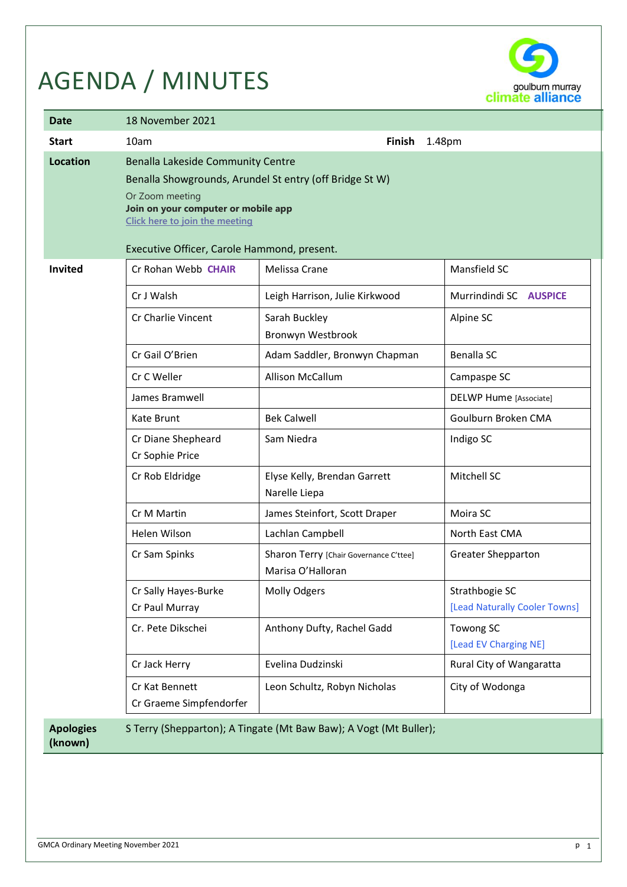# AGENDA / MINUTES

goulburn murray climate alliance

| | | | |
|---|---|---|---|
| **Date** | 18 November 2021 | | |
| **Start** | 10am | **Finish** | 1.48pm |
| **Location** | Benalla Lakeside Community Centre<br>Benalla Showgrounds, Arundel St entry (off Bridge St W)<br>Or Zoom meeting<br>**Join on your computer or mobile app**<br>[Click here to join the meeting]<br><br>Executive Officer, Carole Hammond, present. | | |

| **Invited** | | | |
|---|---|---|---|
| | Cr Rohan Webb **CHAIR** | Melissa Crane | Mansfield SC |
| | Cr J Walsh | Leigh Harrison, Julie Kirkwood | Murrindindi SC **AUSPICE** |
| | Cr Charlie Vincent | Sarah Buckley<br>Bronwyn Westbrook | Alpine SC |
| | Cr Gail O'Brien | Adam Saddler, Bronwyn Chapman | Benalla SC |
| | Cr C Weller | Allison McCallum | Campaspe SC |
| | James Bramwell | | DELWP Hume [Associate] |
| | Kate Brunt | Bek Calwell | Goulburn Broken CMA |
| | Cr Diane Shepheard<br>Cr Sophie Price | Sam Niedra | Indigo SC |
| | Cr Rob Eldridge | Elyse Kelly, Brendan Garrett<br>Narelle Liepa | Mitchell SC |
| | Cr M Martin | James Steinfort, Scott Draper | Moira SC |
| | Helen Wilson | Lachlan Campbell | North East CMA |
| | Cr Sam Spinks | Sharon Terry [Chair Governance C'ttee]<br>Marisa O'Halloran | Greater Shepparton |
| | Cr Sally Hayes-Burke<br>Cr Paul Murray | Molly Odgers | Strathbogie SC<br>[Lead Naturally Cooler Towns] |
| | Cr. Pete Dikschei | Anthony Dufty, Rachel Gadd | Towong SC<br>[Lead EV Charging NE] |
| | Cr Jack Herry | Evelina Dudzinski | Rural City of Wangaratta |
| | Cr Kat Bennett<br>Cr Graeme Simpfendorfer | Leon Schultz, Robyn Nicholas | City of Wodonga |

| | |
|---|---|
| **Apologies (known)** | S Terry (Shepparton); A Tingate (Mt Baw Baw); A Vogt (Mt Buller); |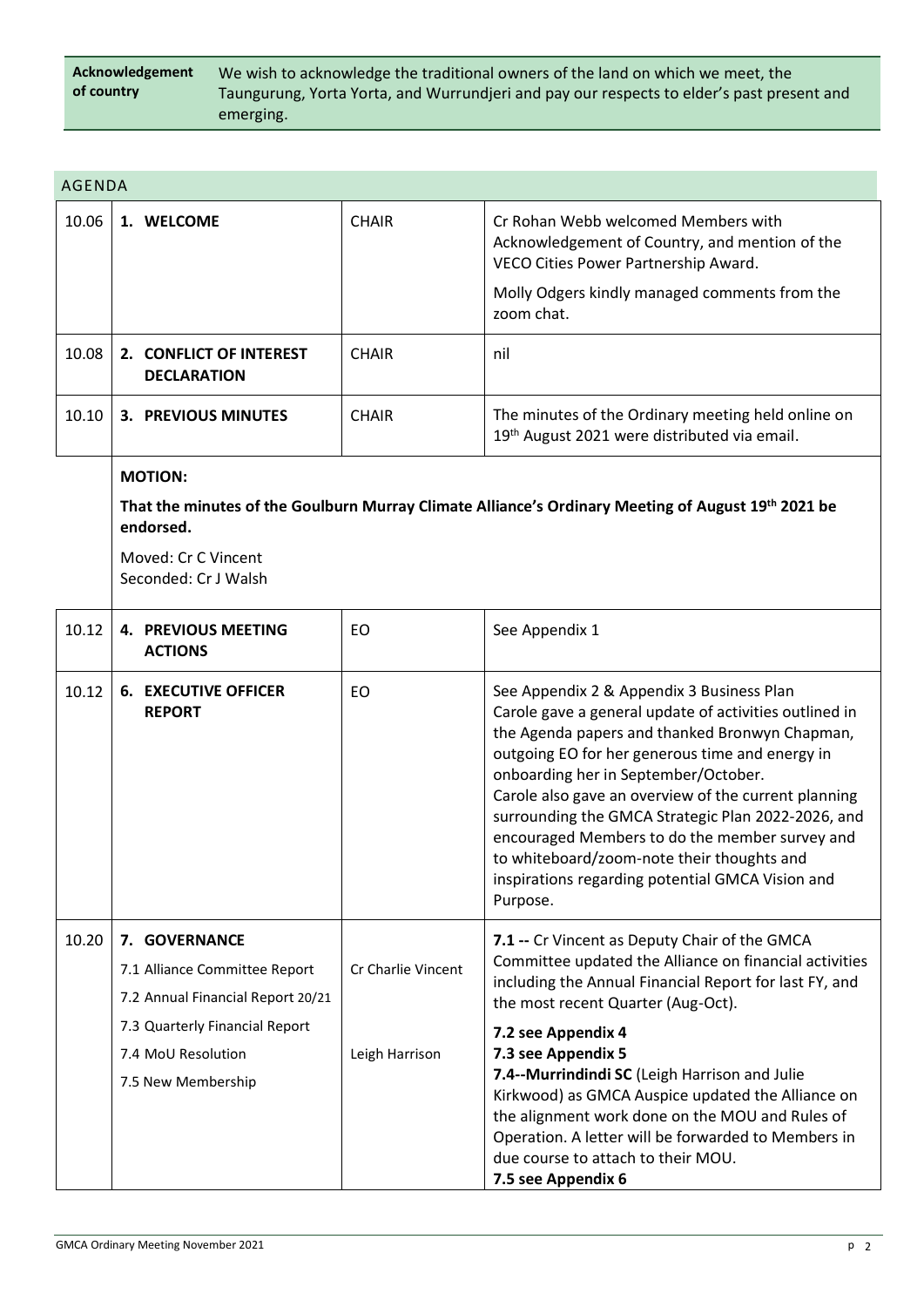| Acknowledgement of country | We wish to acknowledge the traditional owners of the land on which we meet, the Taungurung, Yorta Yorta, and Wurrundjeri and pay our respects to elder's past present and emerging. |
|---|---|

## AGENDA

| | | | |
|---|---|---|---|
| 10.06 | **1. WELCOME** | CHAIR | Cr Rohan Webb welcomed Members with Acknowledgement of Country, and mention of the VECO Cities Power Partnership Award.<br><br>Molly Odgers kindly managed comments from the zoom chat. |
| 10.08 | **2. CONFLICT OF INTEREST DECLARATION** | CHAIR | nil |
| 10.10 | **3. PREVIOUS MINUTES** | CHAIR | The minutes of the Ordinary meeting held online on 19th August 2021 were distributed via email. |
| | **MOTION:**<br><br>**That the minutes of the Goulburn Murray Climate Alliance's Ordinary Meeting of August 19th 2021 be endorsed.**<br><br>Moved: Cr C Vincent<br>Seconded: Cr J Walsh | | |
| 10.12 | **4. PREVIOUS MEETING ACTIONS** | EO | See Appendix 1 |
| 10.12 | **6. EXECUTIVE OFFICER REPORT** | EO | See Appendix 2 & Appendix 3 Business Plan<br>Carole gave a general update of activities outlined in the Agenda papers and thanked Bronwyn Chapman, outgoing EO for her generous time and energy in onboarding her in September/October.<br>Carole also gave an overview of the current planning surrounding the GMCA Strategic Plan 2022-2026, and encouraged Members to do the member survey and to whiteboard/zoom-note their thoughts and inspirations regarding potential GMCA Vision and Purpose. |
| 10.20 | **7. GOVERNANCE**<br>7.1 Alliance Committee Report<br>7.2 Annual Financial Report 20/21<br>7.3 Quarterly Financial Report<br>7.4 MoU Resolution<br>7.5 New Membership | Cr Charlie Vincent<br><br><br>Leigh Harrison | **7.1 --** Cr Vincent as Deputy Chair of the GMCA Committee updated the Alliance on financial activities including the Annual Financial Report for last FY, and the most recent Quarter (Aug-Oct).<br>**7.2 see Appendix 4**<br>**7.3 see Appendix 5**<br>**7.4--Murrindindi SC** (Leigh Harrison and Julie Kirkwood) as GMCA Auspice updated the Alliance on the alignment work done on the MOU and Rules of Operation. A letter will be forwarded to Members in due course to attach to their MOU.<br>**7.5 see Appendix 6** |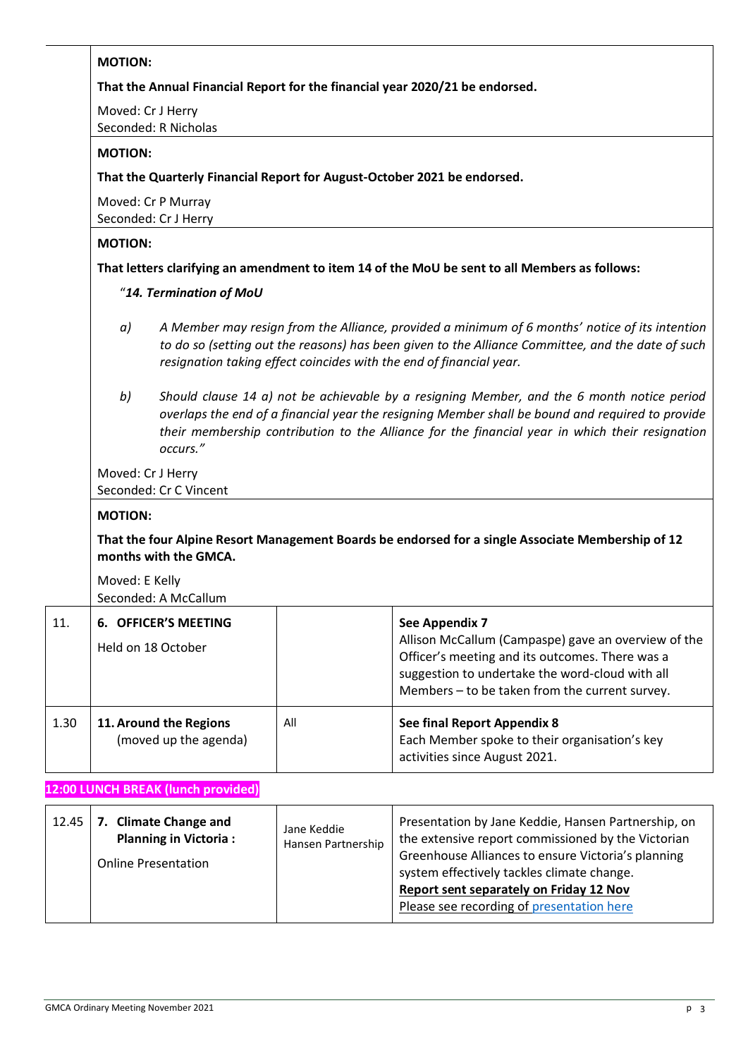| | | | |
|---|---|---|---|
| | **MOTION:**<br><br>**That the Annual Financial Report for the financial year 2020/21 be endorsed.**<br><br>Moved: Cr J Herry<br>Seconded: R Nicholas | | |
| | **MOTION:**<br><br>**That the Quarterly Financial Report for August-October 2021 be endorsed.**<br><br>Moved: Cr P Murray<br>Seconded: Cr J Herry | | |
| | **MOTION:**<br><br>**That letters clarifying an amendment to item 14 of the MoU be sent to all Members as follows:**<br><br>"***14. Termination of MoU***<br><br>*a) A Member may resign from the Alliance, provided a minimum of 6 months' notice of its intention to do so (setting out the reasons) has been given to the Alliance Committee, and the date of such resignation taking effect coincides with the end of financial year.*<br><br>*b) Should clause 14 a) not be achievable by a resigning Member, and the 6 month notice period overlaps the end of a financial year the resigning Member shall be bound and required to provide their membership contribution to the Alliance for the financial year in which their resignation occurs."*<br><br>Moved: Cr J Herry<br>Seconded: Cr C Vincent | | |
| | **MOTION:**<br><br>**That the four Alpine Resort Management Boards be endorsed for a single Associate Membership of 12 months with the GMCA.**<br><br>Moved: E Kelly<br>Seconded: A McCallum | | |
| 11. | **6. OFFICER'S MEETING**<br><br>Held on 18 October | | **See Appendix 7**<br>Allison McCallum (Campaspe) gave an overview of the Officer's meeting and its outcomes. There was a suggestion to undertake the word-cloud with all Members – to be taken from the current survey. |
| 1.30 | **11. Around the Regions**<br>(moved up the agenda) | All | **See final Report Appendix 8**<br>Each Member spoke to their organisation's key activities since August 2021. |

**12:00 LUNCH BREAK (lunch provided)**

| | | | |
|---|---|---|---|
| 12.45 | **7. Climate Change and Planning in Victoria :**<br><br>Online Presentation | Jane Keddie<br>Hansen Partnership | Presentation by Jane Keddie, Hansen Partnership, on the extensive report commissioned by the Victorian Greenhouse Alliances to ensure Victoria's planning system effectively tackles climate change.<br>**Report sent separately on Friday 12 Nov**<br>Please see recording of presentation here |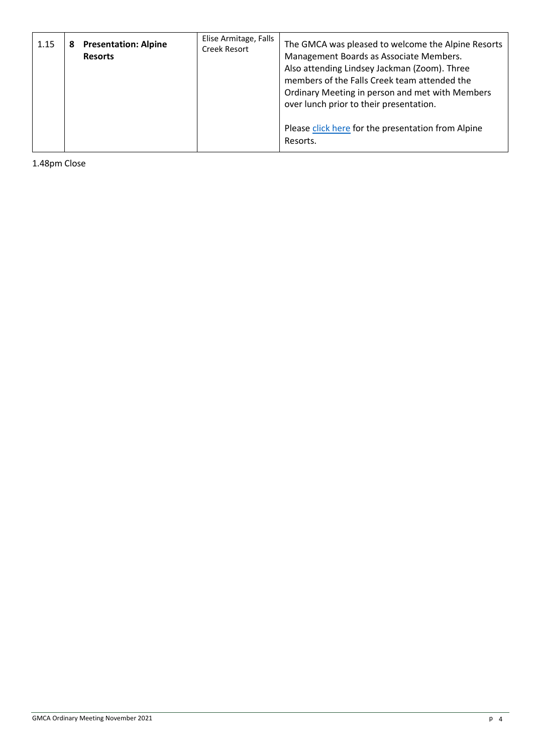| 1.15 | 8 | **Presentation: Alpine Resorts** | Elise Armitage, Falls Creek Resort | The GMCA was pleased to welcome the Alpine Resorts Management Boards as Associate Members. Also attending Lindsey Jackman (Zoom). Three members of the Falls Creek team attended the Ordinary Meeting in person and met with Members over lunch prior to their presentation.<br><br>Please click here for the presentation from Alpine Resorts. |
|---|---|---|---|---|

1.48pm Close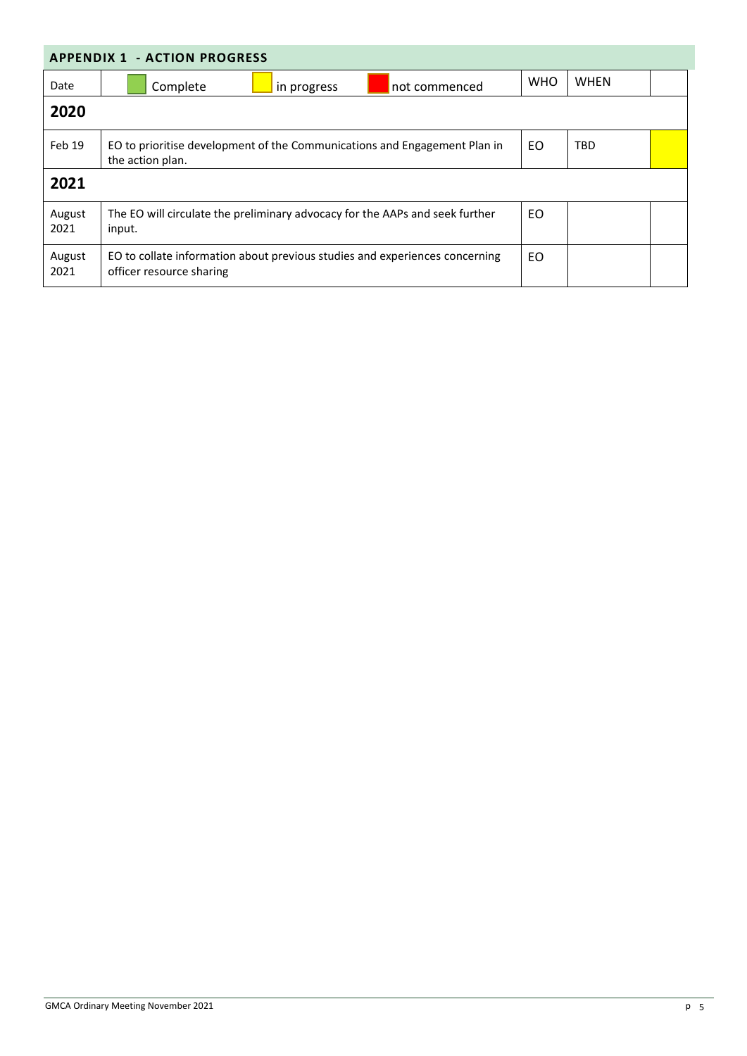## APPENDIX 1 - ACTION PROGRESS

| Date | Complete / in progress / not commenced | WHO | WHEN | |
|---|---|---|---|---|
| **2020** | | | | |
| Feb 19 | EO to prioritise development of the Communications and Engagement Plan in the action plan. | EO | TBD | in progress |
| **2021** | | | | |
| August 2021 | The EO will circulate the preliminary advocacy for the AAPs and seek further input. | EO | | |
| August 2021 | EO to collate information about previous studies and experiences concerning officer resource sharing | EO | | |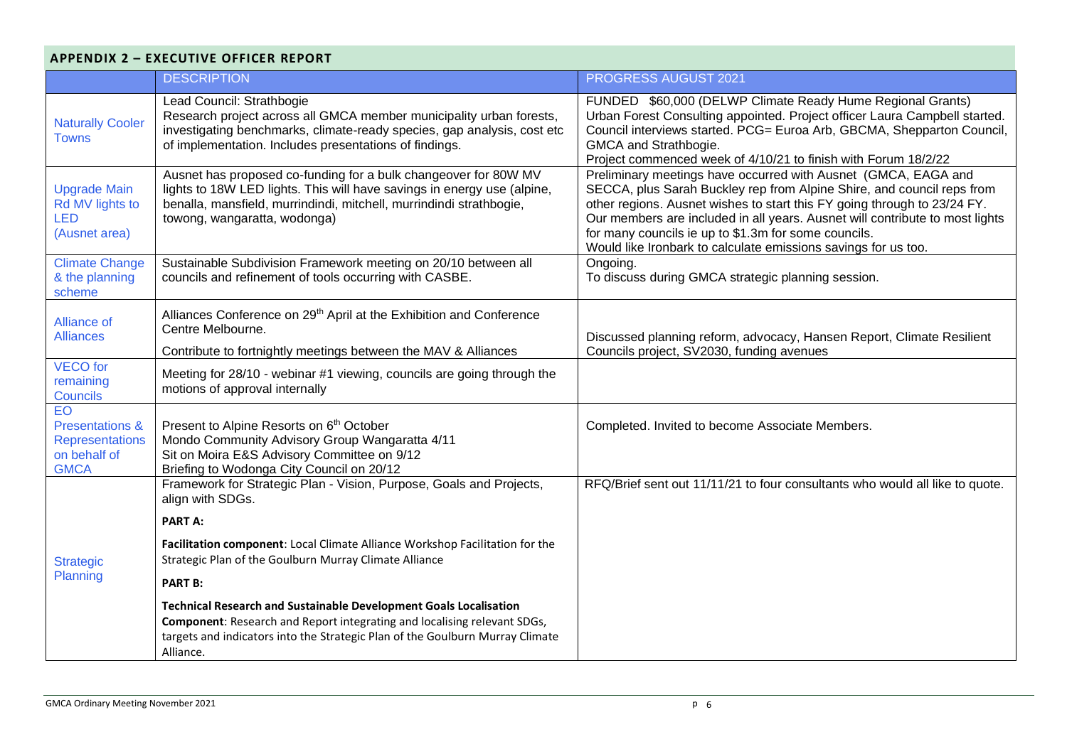## APPENDIX 2 – EXECUTIVE OFFICER REPORT

| | DESCRIPTION | PROGRESS AUGUST 2021 |
|---|---|---|
| Naturally Cooler Towns | Lead Council: Strathbogie<br>Research project across all GMCA member municipality urban forests, investigating benchmarks, climate-ready species, gap analysis, cost etc of implementation. Includes presentations of findings. | FUNDED $60,000 (DELWP Climate Ready Hume Regional Grants)<br>Urban Forest Consulting appointed. Project officer Laura Campbell started. Council interviews started. PCG= Euroa Arb, GBCMA, Shepparton Council, GMCA and Strathbogie.<br>Project commenced week of 4/10/21 to finish with Forum 18/2/22 |
| Upgrade Main Rd MV lights to LED (Ausnet area) | Ausnet has proposed co-funding for a bulk changeover for 80W MV lights to 18W LED lights. This will have savings in energy use (alpine, benalla, mansfield, murrindindi, mitchell, murrindindi strathbogie, towong, wangaratta, wodonga) | Preliminary meetings have occurred with Ausnet (GMCA, EAGA and SECCA, plus Sarah Buckley rep from Alpine Shire, and council reps from other regions. Ausnet wishes to start this FY going through to 23/24 FY. Our members are included in all years. Ausnet will contribute to most lights for many councils ie up to $1.3m for some councils.<br>Would like Ironbark to calculate emissions savings for us too. |
| Climate Change & the planning scheme | Sustainable Subdivision Framework meeting on 20/10 between all councils and refinement of tools occurring with CASBE. | Ongoing.<br>To discuss during GMCA strategic planning session. |
| Alliance of Alliances | Alliances Conference on 29th April at the Exhibition and Conference Centre Melbourne.<br>Contribute to fortnightly meetings between the MAV & Alliances | Discussed planning reform, advocacy, Hansen Report, Climate Resilient Councils project, SV2030, funding avenues |
| VECO for remaining Councils | Meeting for 28/10 - webinar #1 viewing, councils are going through the motions of approval internally | |
| EO Presentations & Representations on behalf of GMCA | Present to Alpine Resorts on 6th October<br>Mondo Community Advisory Group Wangaratta 4/11<br>Sit on Moira E&S Advisory Committee on 9/12<br>Briefing to Wodonga City Council on 20/12 | Completed. Invited to become Associate Members. |
| Strategic Planning | Framework for Strategic Plan - Vision, Purpose, Goals and Projects, align with SDGs.<br>**PART A:**<br>**Facilitation component**: Local Climate Alliance Workshop Facilitation for the Strategic Plan of the Goulburn Murray Climate Alliance<br>**PART B:**<br>**Technical Research and Sustainable Development Goals Localisation Component**: Research and Report integrating and localising relevant SDGs, targets and indicators into the Strategic Plan of the Goulburn Murray Climate Alliance. | RFQ/Brief sent out 11/11/21 to four consultants who would all like to quote. |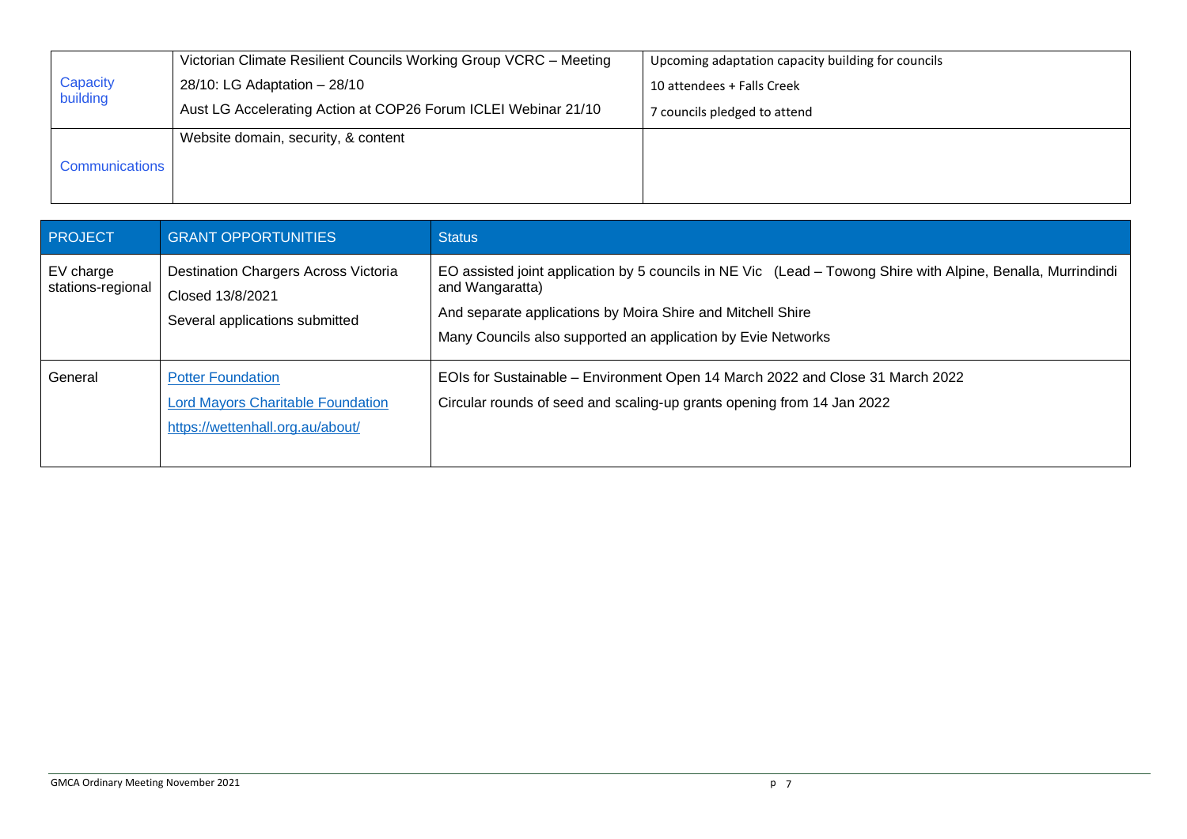| | | |
|---|---|---|
| Capacity building | Victorian Climate Resilient Councils Working Group VCRC – Meeting 28/10: LG Adaptation – 28/10<br>Aust LG Accelerating Action at COP26 Forum ICLEI Webinar 21/10 | Upcoming adaptation capacity building for councils<br>10 attendees + Falls Creek<br>7 councils pledged to attend |
| Communications | Website domain, security, & content | |

| PROJECT | GRANT OPPORTUNITIES | Status |
|---|---|---|
| EV charge stations-regional | Destination Chargers Across Victoria<br>Closed 13/8/2021<br>Several applications submitted | EO assisted joint application by 5 councils in NE Vic (Lead – Towong Shire with Alpine, Benalla, Murrindindi and Wangaratta)<br>And separate applications by Moira Shire and Mitchell Shire<br>Many Councils also supported an application by Evie Networks |
| General | Potter Foundation<br>Lord Mayors Charitable Foundation<br>https://wettenhall.org.au/about/ | EOIs for Sustainable – Environment Open 14 March 2022 and Close 31 March 2022<br>Circular rounds of seed and scaling-up grants opening from 14 Jan 2022 |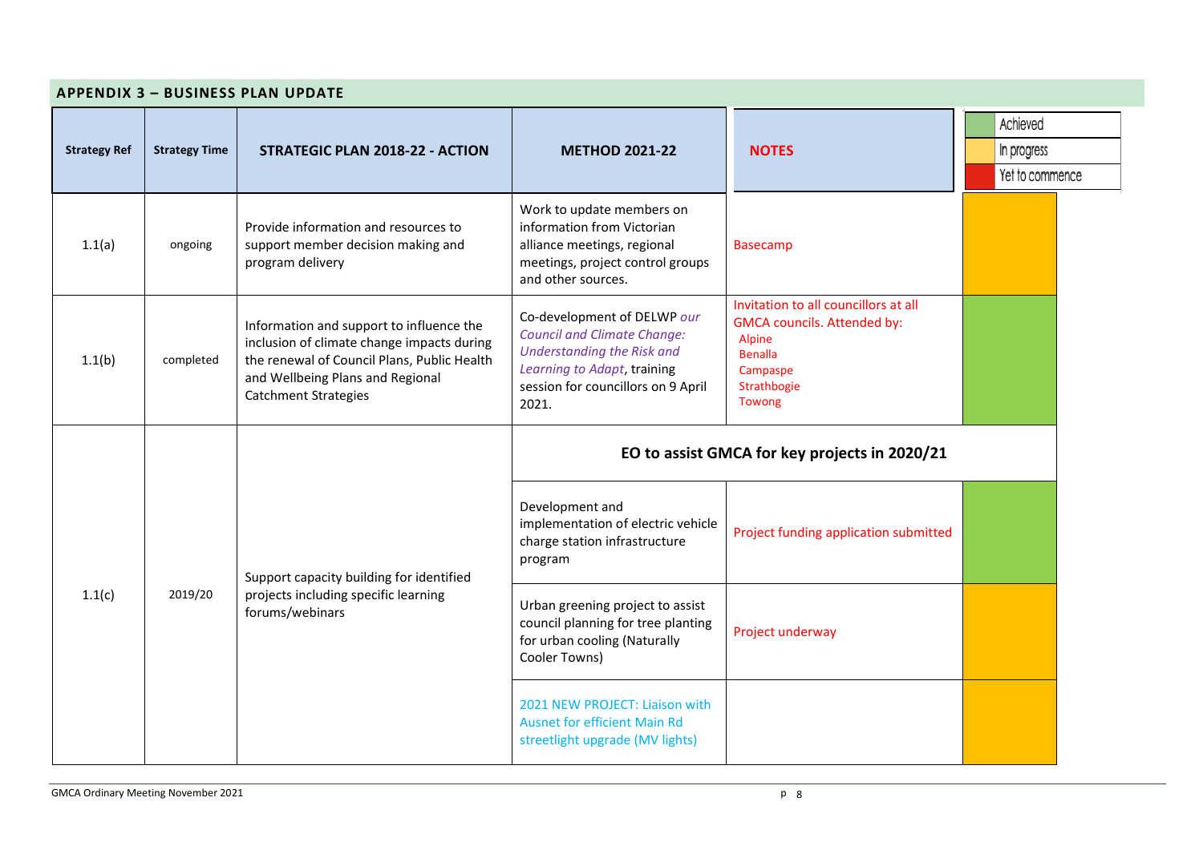## APPENDIX 3 – BUSINESS PLAN UPDATE

| Achieved | In progress | Yet to commence |
|---|---|---|

| Strategy Ref | Strategy Time | STRATEGIC PLAN 2018-22 - ACTION | METHOD 2021-22 | NOTES | Status |
|---|---|---|---|---|---|
| 1.1(a) | ongoing | Provide information and resources to support member decision making and program delivery | Work to update members on information from Victorian alliance meetings, regional meetings, project control groups and other sources. | Basecamp | In progress |
| 1.1(b) | completed | Information and support to influence the inclusion of climate change impacts during the renewal of Council Plans, Public Health and Wellbeing Plans and Regional Catchment Strategies | Co-development of DELWP *our Council and Climate Change: Understanding the Risk and Learning to Adapt*, training session for councillors on 9 April 2021. | Invitation to all councillors at all GMCA councils. Attended by: Alpine, Benalla, Campaspe, Strathbogie, Towong | Achieved |
| 1.1(c) | 2019/20 | Support capacity building for identified projects including specific learning forums/webinars | **EO to assist GMCA for key projects in 2020/21** | | |
| | | | Development and implementation of electric vehicle charge station infrastructure program | Project funding application submitted | Achieved |
| | | | Urban greening project to assist council planning for tree planting for urban cooling (Naturally Cooler Towns) | Project underway | In progress |
| | | | 2021 NEW PROJECT: Liaison with Ausnet for efficient Main Rd streetlight upgrade (MV lights) | | In progress |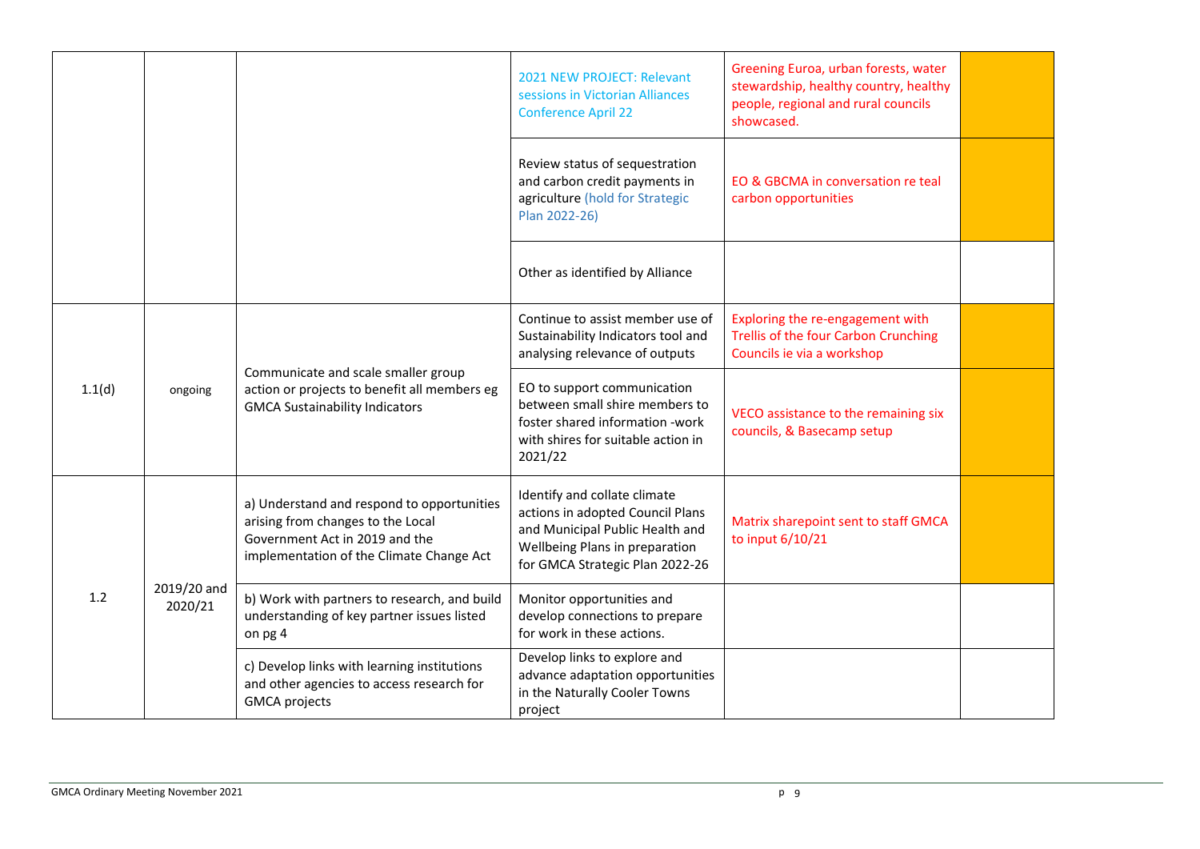| | | | | | |
|---|---|---|---|---|---|
| | | | 2021 NEW PROJECT: Relevant sessions in Victorian Alliances Conference April 22 | Greening Euroa, urban forests, water stewardship, healthy country, healthy people, regional and rural councils showcased. | |
| | | | Review status of sequestration and carbon credit payments in agriculture (hold for Strategic Plan 2022-26) | EO & GBCMA in conversation re teal carbon opportunities | |
| | | | Other as identified by Alliance | | |
| 1.1(d) | ongoing | Communicate and scale smaller group action or projects to benefit all members eg GMCA Sustainability Indicators | Continue to assist member use of Sustainability Indicators tool and analysing relevance of outputs | Exploring the re-engagement with Trellis of the four Carbon Crunching Councils ie via a workshop | |
| | | | EO to support communication between small shire members to foster shared information -work with shires for suitable action in 2021/22 | VECO assistance to the remaining six councils, & Basecamp setup | |
| 1.2 | 2019/20 and 2020/21 | a) Understand and respond to opportunities arising from changes to the Local Government Act in 2019 and the implementation of the Climate Change Act | Identify and collate climate actions in adopted Council Plans and Municipal Public Health and Wellbeing Plans in preparation for GMCA Strategic Plan 2022-26 | Matrix sharepoint sent to staff GMCA to input 6/10/21 | |
| | | b) Work with partners to research, and build understanding of key partner issues listed on pg 4 | Monitor opportunities and develop connections to prepare for work in these actions. | | |
| | | c) Develop links with learning institutions and other agencies to access research for GMCA projects | Develop links to explore and advance adaptation opportunities in the Naturally Cooler Towns project | | |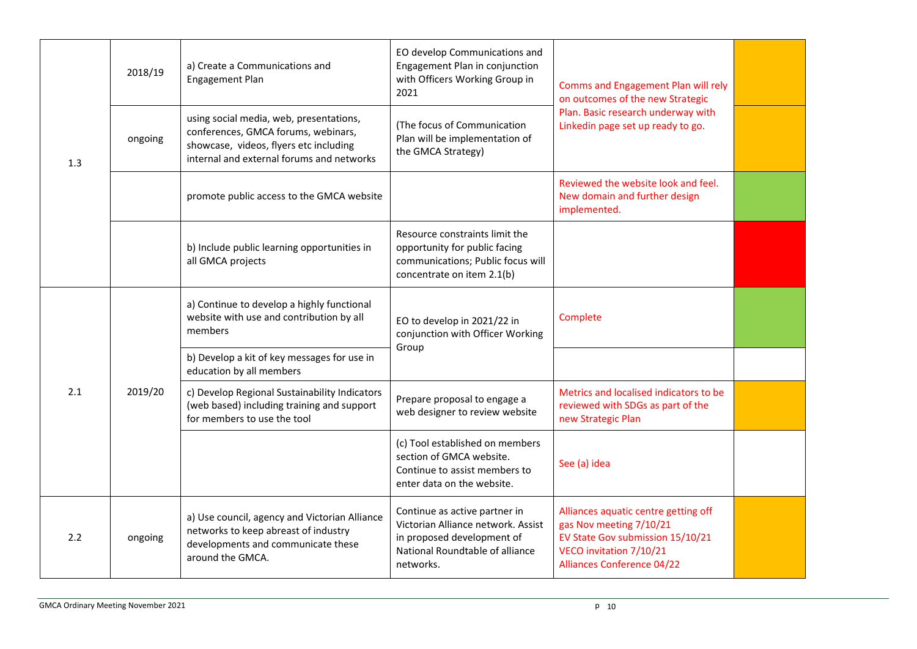|  |  |  |  |  |  |
|---|---|---|---|---|---|
| 1.3 | 2018/19 | a) Create a Communications and Engagement Plan | EO develop Communications and Engagement Plan in conjunction with Officers Working Group in 2021 | Comms and Engagement Plan will rely on outcomes of the new Strategic Plan. Basic research underway with Linkedin page set up ready to go. | |
| | ongoing | using social media, web, presentations, conferences, GMCA forums, webinars, showcase, videos, flyers etc including internal and external forums and networks | (The focus of Communication Plan will be implementation of the GMCA Strategy) | | |
| | | promote public access to the GMCA website | | Reviewed the website look and feel. New domain and further design implemented. | |
| | | b) Include public learning opportunities in all GMCA projects | Resource constraints limit the opportunity for public facing communications; Public focus will concentrate on item 2.1(b) | | |
| 2.1 | 2019/20 | a) Continue to develop a highly functional website with use and contribution by all members | EO to develop in 2021/22 in conjunction with Officer Working Group | Complete | |
| | | b) Develop a kit of key messages for use in education by all members | | | |
| | | c) Develop Regional Sustainability Indicators (web based) including training and support for members to use the tool | Prepare proposal to engage a web designer to review website | Metrics and localised indicators to be reviewed with SDGs as part of the new Strategic Plan | |
| | | | (c) Tool established on members section of GMCA website. Continue to assist members to enter data on the website. | See (a) idea | |
| 2.2 | ongoing | a) Use council, agency and Victorian Alliance networks to keep abreast of industry developments and communicate these around the GMCA. | Continue as active partner in Victorian Alliance network. Assist in proposed development of National Roundtable of alliance networks. | Alliances aquatic centre getting off gas Nov meeting 7/10/21<br>EV State Gov submission 15/10/21<br>VECO invitation 7/10/21<br>Alliances Conference 04/22 | |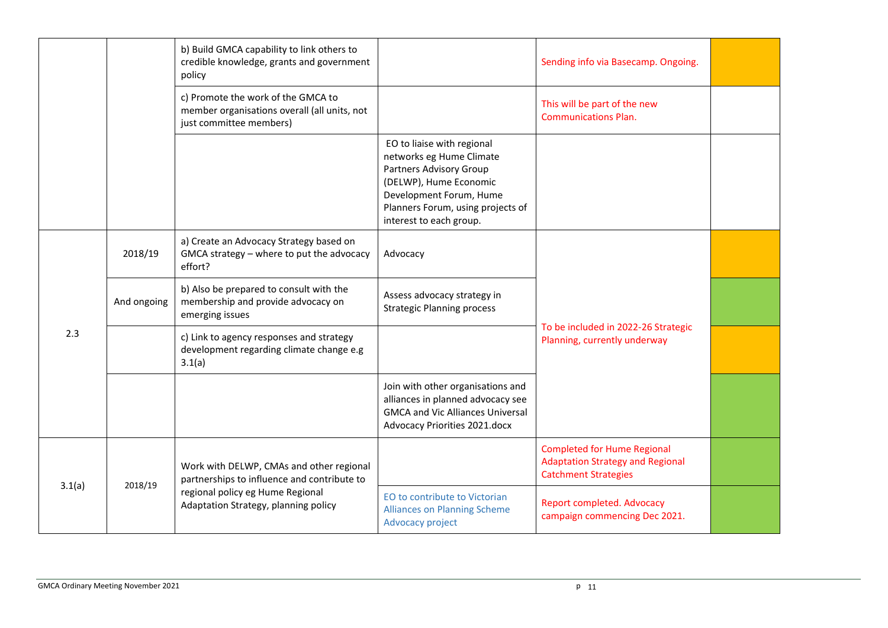| | | | | | |
|---|---|---|---|---|---|
| | | b) Build GMCA capability to link others to credible knowledge, grants and government policy | | Sending info via Basecamp. Ongoing. | |
| | | c) Promote the work of the GMCA to member organisations overall (all units, not just committee members) | | This will be part of the new Communications Plan. | |
| | | | EO to liaise with regional networks eg Hume Climate Partners Advisory Group (DELWP), Hume Economic Development Forum, Hume Planners Forum, using projects of interest to each group. | | |
| 2.3 | 2018/19 | a) Create an Advocacy Strategy based on GMCA strategy – where to put the advocacy effort? | Advocacy | To be included in 2022-26 Strategic Planning, currently underway | |
| | And ongoing | b) Also be prepared to consult with the membership and provide advocacy on emerging issues | Assess advocacy strategy in Strategic Planning process | | |
| | | c) Link to agency responses and strategy development regarding climate change e.g 3.1(a) | | | |
| | | | Join with other organisations and alliances in planned advocacy see GMCA and Vic Alliances Universal Advocacy Priorities 2021.docx | | |
| 3.1(a) | 2018/19 | Work with DELWP, CMAs and other regional partnerships to influence and contribute to regional policy eg Hume Regional Adaptation Strategy, planning policy | | Completed for Hume Regional Adaptation Strategy and Regional Catchment Strategies | |
| | | | EO to contribute to Victorian Alliances on Planning Scheme Advocacy project | Report completed. Advocacy campaign commencing Dec 2021. | |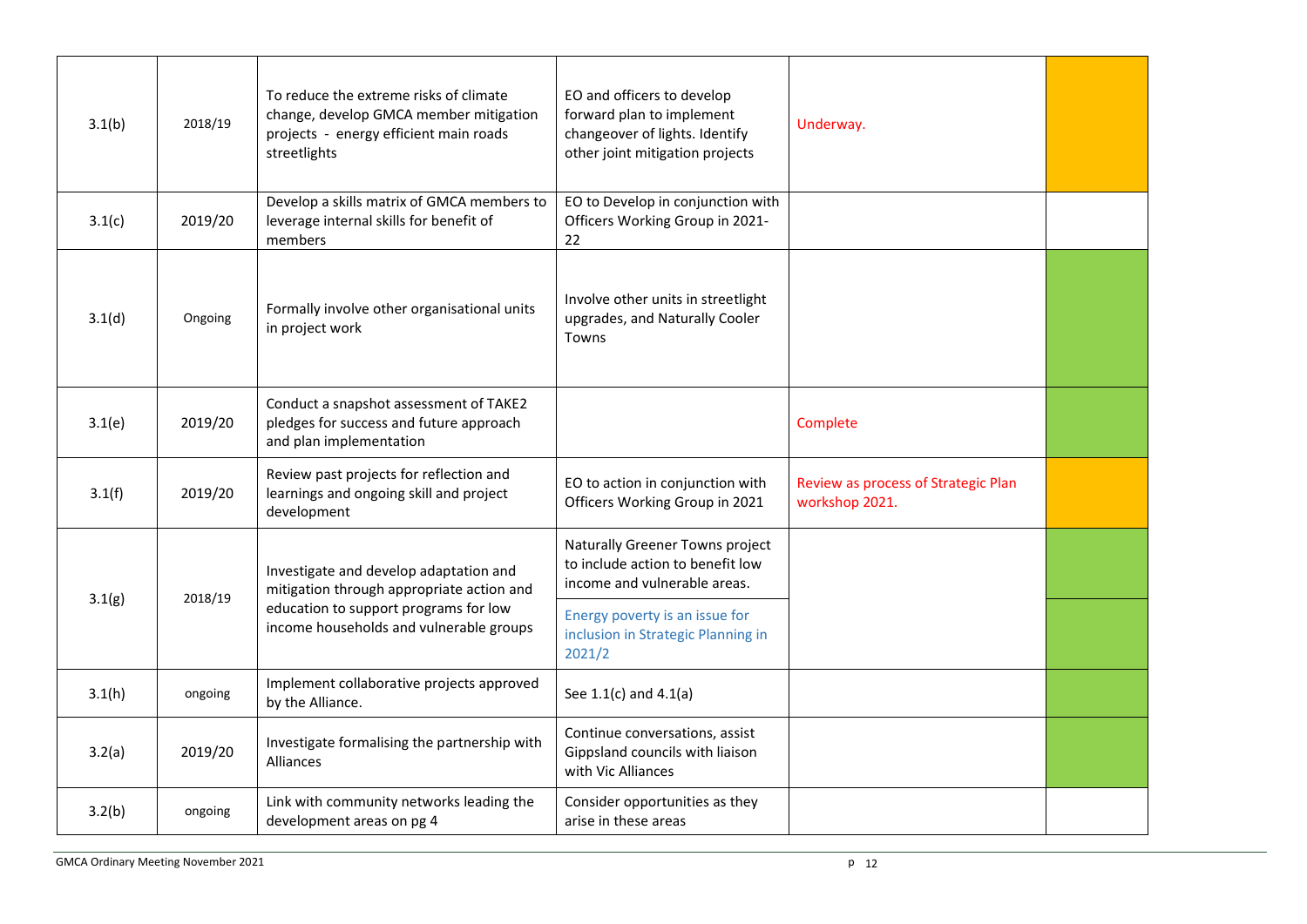| | | | | | |
|---|---|---|---|---|---|
| 3.1(b) | 2018/19 | To reduce the extreme risks of climate change, develop GMCA member mitigation projects - energy efficient main roads streetlights | EO and officers to develop forward plan to implement changeover of lights. Identify other joint mitigation projects | Underway. | |
| 3.1(c) | 2019/20 | Develop a skills matrix of GMCA members to leverage internal skills for benefit of members | EO to Develop in conjunction with Officers Working Group in 2021-22 | | |
| 3.1(d) | Ongoing | Formally involve other organisational units in project work | Involve other units in streetlight upgrades, and Naturally Cooler Towns | | |
| 3.1(e) | 2019/20 | Conduct a snapshot assessment of TAKE2 pledges for success and future approach and plan implementation | | Complete | |
| 3.1(f) | 2019/20 | Review past projects for reflection and learnings and ongoing skill and project development | EO to action in conjunction with Officers Working Group in 2021 | Review as process of Strategic Plan workshop 2021. | |
| 3.1(g) | 2018/19 | Investigate and develop adaptation and mitigation through appropriate action and education to support programs for low income households and vulnerable groups | Naturally Greener Towns project to include action to benefit low income and vulnerable areas. | | |
| | | | Energy poverty is an issue for inclusion in Strategic Planning in 2021/2 | | |
| 3.1(h) | ongoing | Implement collaborative projects approved by the Alliance. | See 1.1(c) and 4.1(a) | | |
| 3.2(a) | 2019/20 | Investigate formalising the partnership with Alliances | Continue conversations, assist Gippsland councils with liaison with Vic Alliances | | |
| 3.2(b) | ongoing | Link with community networks leading the development areas on pg 4 | Consider opportunities as they arise in these areas | | |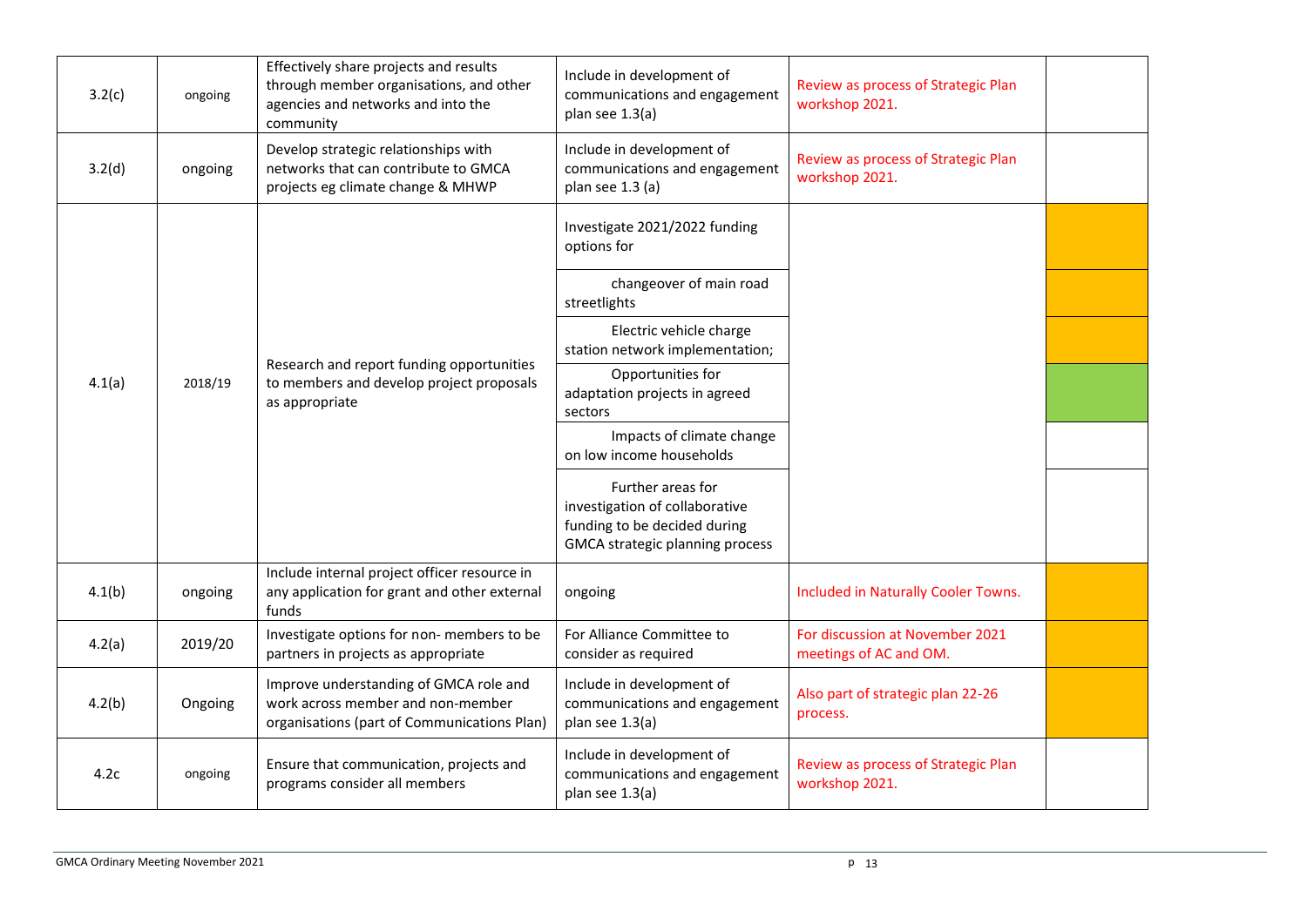| | | | | | |
|---|---|---|---|---|---|
| 3.2(c) | ongoing | Effectively share projects and results through member organisations, and other agencies and networks and into the community | Include in development of communications and engagement plan see 1.3(a) | Review as process of Strategic Plan workshop 2021. | |
| 3.2(d) | ongoing | Develop strategic relationships with networks that can contribute to GMCA projects eg climate change & MHWP | Include in development of communications and engagement plan see 1.3 (a) | Review as process of Strategic Plan workshop 2021. | |
| 4.1(a) | 2018/19 | Research and report funding opportunities to members and develop project proposals as appropriate | Investigate 2021/2022 funding options for | | |
| | | | changeover of main road streetlights | | |
| | | | Electric vehicle charge station network implementation; | | |
| | | | Opportunities for adaptation projects in agreed sectors | | |
| | | | Impacts of climate change on low income households | | |
| | | | Further areas for investigation of collaborative funding to be decided during GMCA strategic planning process | | |
| 4.1(b) | ongoing | Include internal project officer resource in any application for grant and other external funds | ongoing | Included in Naturally Cooler Towns. | |
| 4.2(a) | 2019/20 | Investigate options for non- members to be partners in projects as appropriate | For Alliance Committee to consider as required | For discussion at November 2021 meetings of AC and OM. | |
| 4.2(b) | Ongoing | Improve understanding of GMCA role and work across member and non-member organisations (part of Communications Plan) | Include in development of communications and engagement plan see 1.3(a) | Also part of strategic plan 22-26 process. | |
| 4.2c | ongoing | Ensure that communication, projects and programs consider all members | Include in development of communications and engagement plan see 1.3(a) | Review as process of Strategic Plan workshop 2021. | |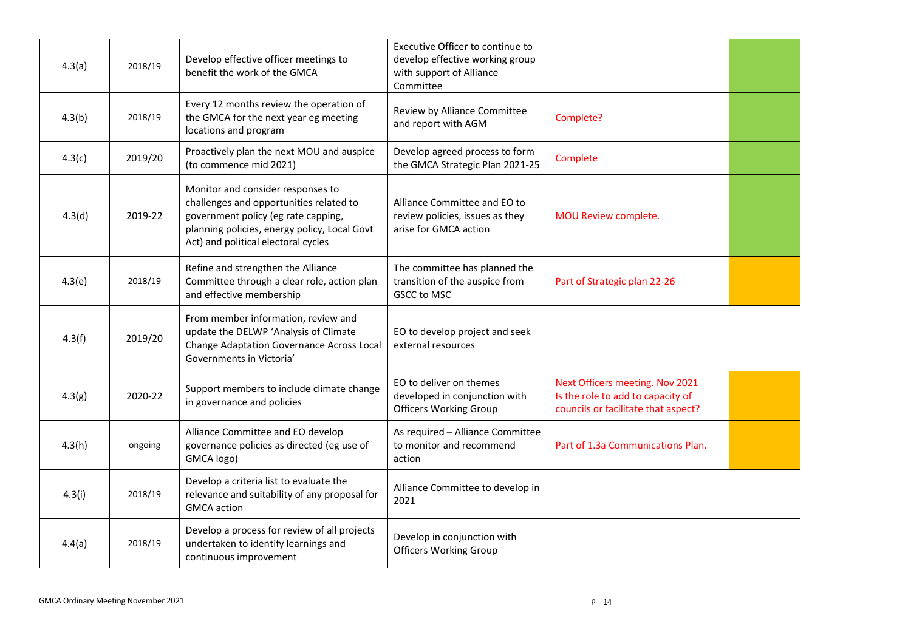| | | | | | |
|---|---|---|---|---|---|
| 4.3(a) | 2018/19 | Develop effective officer meetings to benefit the work of the GMCA | Executive Officer to continue to develop effective working group with support of Alliance Committee | | |
| 4.3(b) | 2018/19 | Every 12 months review the operation of the GMCA for the next year eg meeting locations and program | Review by Alliance Committee and report with AGM | Complete? | |
| 4.3(c) | 2019/20 | Proactively plan the next MOU and auspice (to commence mid 2021) | Develop agreed process to form the GMCA Strategic Plan 2021-25 | Complete | |
| 4.3(d) | 2019-22 | Monitor and consider responses to challenges and opportunities related to government policy (eg rate capping, planning policies, energy policy, Local Govt Act) and political electoral cycles | Alliance Committee and EO to review policies, issues as they arise for GMCA action | MOU Review complete. | |
| 4.3(e) | 2018/19 | Refine and strengthen the Alliance Committee through a clear role, action plan and effective membership | The committee has planned the transition of the auspice from GSCC to MSC | Part of Strategic plan 22-26 | |
| 4.3(f) | 2019/20 | From member information, review and update the DELWP 'Analysis of Climate Change Adaptation Governance Across Local Governments in Victoria' | EO to develop project and seek external resources | | |
| 4.3(g) | 2020-22 | Support members to include climate change in governance and policies | EO to deliver on themes developed in conjunction with Officers Working Group | Next Officers meeting. Nov 2021 Is the role to add to capacity of councils or facilitate that aspect? | |
| 4.3(h) | ongoing | Alliance Committee and EO develop governance policies as directed (eg use of GMCA logo) | As required – Alliance Committee to monitor and recommend action | Part of 1.3a Communications Plan. | |
| 4.3(i) | 2018/19 | Develop a criteria list to evaluate the relevance and suitability of any proposal for GMCA action | Alliance Committee to develop in 2021 | | |
| 4.4(a) | 2018/19 | Develop a process for review of all projects undertaken to identify learnings and continuous improvement | Develop in conjunction with Officers Working Group | | |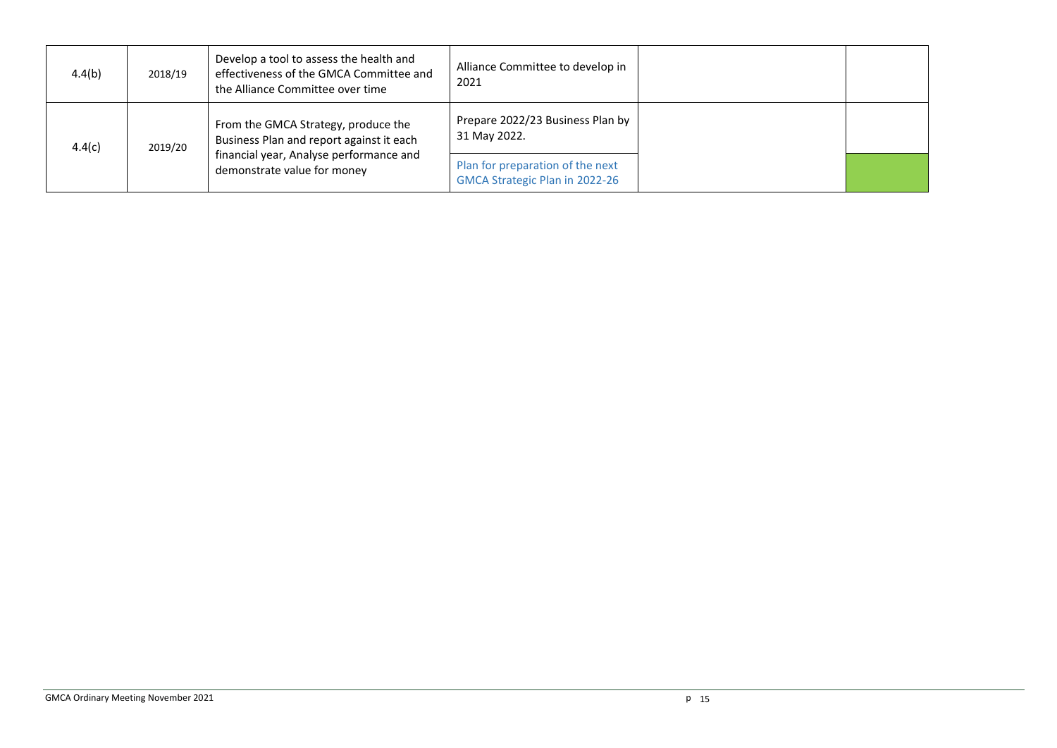| | | | | | |
|---|---|---|---|---|---|
| 4.4(b) | 2018/19 | Develop a tool to assess the health and effectiveness of the GMCA Committee and the Alliance Committee over time | Alliance Committee to develop in 2021 | | |
| 4.4(c) | 2019/20 | From the GMCA Strategy, produce the Business Plan and report against it each financial year, Analyse performance and demonstrate value for money | Prepare 2022/23 Business Plan by 31 May 2022. | | |
| | | | Plan for preparation of the next GMCA Strategic Plan in 2022-26 | | |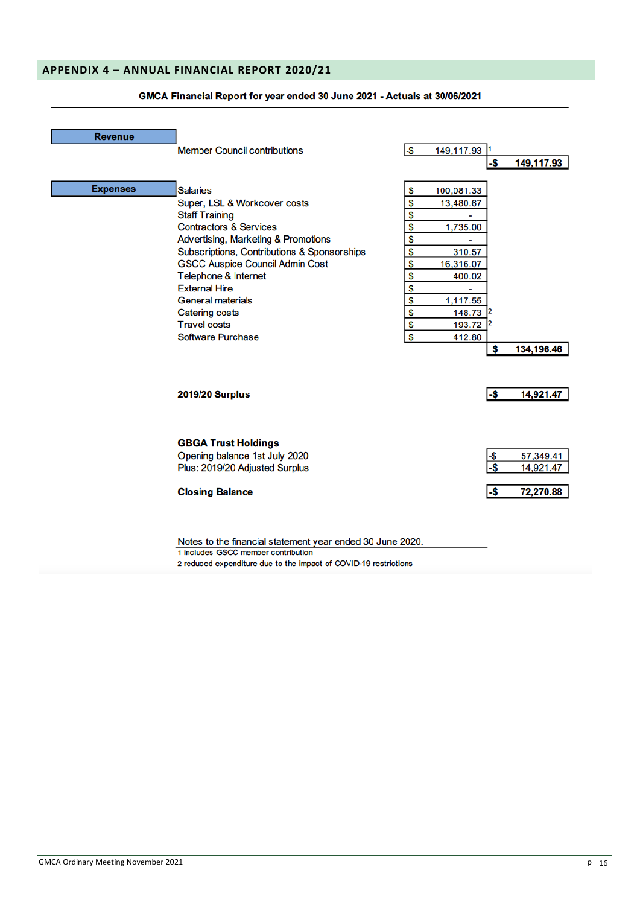## APPENDIX 4 – ANNUAL FINANCIAL REPORT 2020/21

**GMCA Financial Report for year ended 30 June 2021 - Actuals at 30/06/2021**

| | | | |
|---|---|---|---|
| **Revenue** | Member Council contributions | -$ 149,117.93 [1] | |
| | | | **-$ 149,117.93** |
| **Expenses** | Salaries | $ 100,081.33 | |
| | Super, LSL & Workcover costs | $ 13,480.67 | |
| | Staff Training | $ - | |
| | Contractors & Services | $ 1,735.00 | |
| | Advertising, Marketing & Promotions | $ - | |
| | Subscriptions, Contributions & Sponsorships | $ 310.57 | |
| | GSCC Auspice Council Admin Cost | $ 16,316.07 | |
| | Telephone & Internet | $ 400.02 | |
| | External Hire | $ - | |
| | General materials | $ 1,117.55 | |
| | Catering costs | $ 148.73 [2] | |
| | Travel costs | $ 193.72 [2] | |
| | Software Purchase | $ 412.80 | |
| | | | **$ 134,196.46** |
| | **2019/20 Surplus** | | **-$ 14,921.47** |

| | |
|---|---|
| **GBGA Trust Holdings** | |
| Opening balance 1st July 2020 | -$ 57,349.41 |
| Plus: 2019/20 Adjusted Surplus | -$ 14,921.47 |
| **Closing Balance** | **-$ 72,270.88** |

Notes to the financial statement year ended 30 June 2020.

1 includes GSCC member contribution

2 reduced expenditure due to the impact of COVID-19 restrictions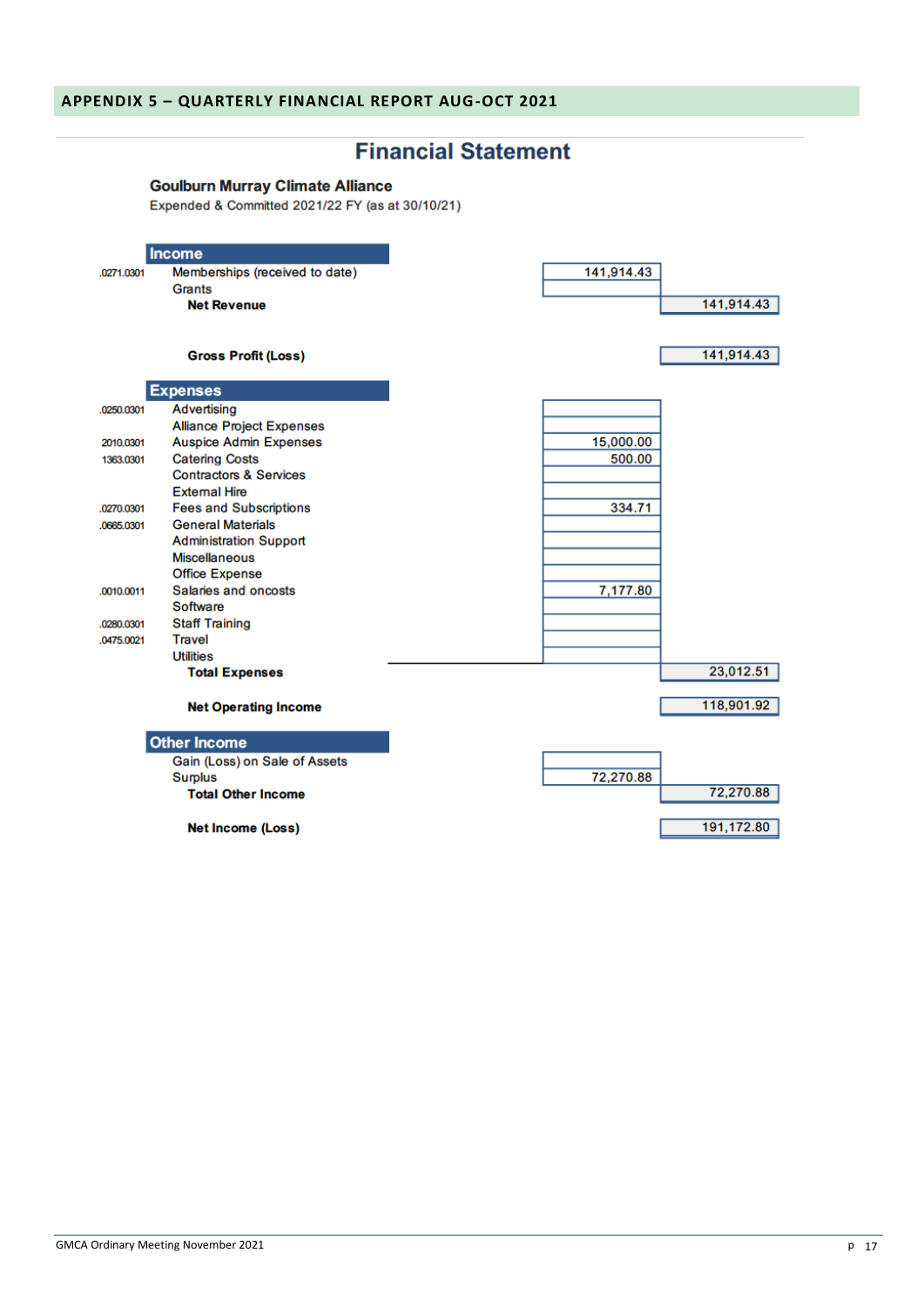## APPENDIX 5 – QUARTERLY FINANCIAL REPORT AUG-OCT 2021

# Financial Statement

**Goulburn Murray Climate Alliance**

Expended & Committed 2021/22 FY (as at 30/10/21)

| Code | Item | Amount | Total |
|---|---|---|---|
| | **Income** | | |
| .0271.0301 | Memberships (received to date) | 141,914.43 | |
| | Grants | | |
| | **Net Revenue** | | 141,914.43 |
| | | | |
| | **Gross Profit (Loss)** | | 141,914.43 |
| | **Expenses** | | |
| .0250.0301 | Advertising | | |
| | Alliance Project Expenses | | |
| 2010.0301 | Auspice Admin Expenses | 15,000.00 | |
| 1363.0301 | Catering Costs | 500.00 | |
| | Contractors & Services | | |
| | External Hire | | |
| .0270.0301 | Fees and Subscriptions | 334.71 | |
| .0665.0301 | General Materials | | |
| | Administration Support | | |
| | Miscellaneous | | |
| | Office Expense | | |
| .0010.0011 | Salaries and oncosts | 7,177.80 | |
| | Software | | |
| .0280.0301 | Staff Training | | |
| .0475.0021 | Travel | | |
| | Utilities | | |
| | **Total Expenses** | | 23,012.51 |
| | | | |
| | **Net Operating Income** | | 118,901.92 |
| | **Other Income** | | |
| | Gain (Loss) on Sale of Assets | | |
| | Surplus | 72,270.88 | |
| | **Total Other Income** | | 72,270.88 |
| | | | |
| | **Net Income (Loss)** | | 191,172.80 |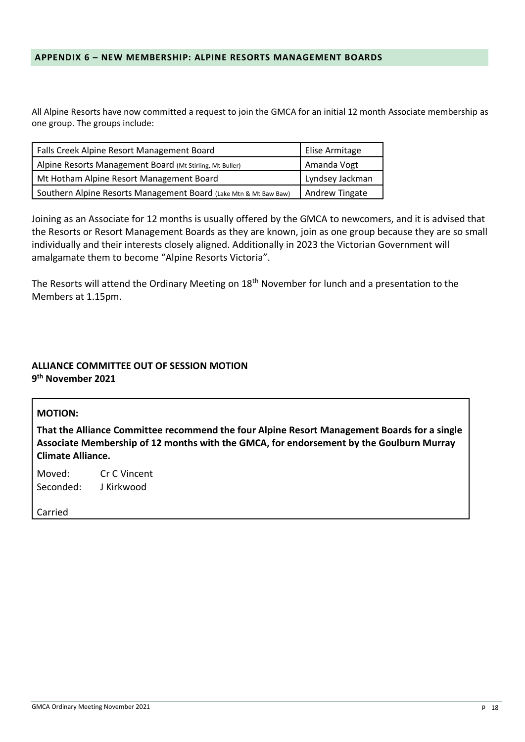## APPENDIX 6 – NEW MEMBERSHIP: ALPINE RESORTS MANAGEMENT BOARDS

All Alpine Resorts have now committed a request to join the GMCA for an initial 12 month Associate membership as one group. The groups include:

| | |
|---|---|
| Falls Creek Alpine Resort Management Board | Elise Armitage |
| Alpine Resorts Management Board (Mt Stirling, Mt Buller) | Amanda Vogt |
| Mt Hotham Alpine Resort Management Board | Lyndsey Jackman |
| Southern Alpine Resorts Management Board (Lake Mtn & Mt Baw Baw) | Andrew Tingate |

Joining as an Associate for 12 months is usually offered by the GMCA to newcomers, and it is advised that the Resorts or Resort Management Boards as they are known, join as one group because they are so small individually and their interests closely aligned. Additionally in 2023 the Victorian Government will amalgamate them to become "Alpine Resorts Victoria".

The Resorts will attend the Ordinary Meeting on 18th November for lunch and a presentation to the Members at 1.15pm.

**ALLIANCE COMMITTEE OUT OF SESSION MOTION**
**9th November 2021**

**MOTION:**

**That the Alliance Committee recommend the four Alpine Resort Management Boards for a single Associate Membership of 12 months with the GMCA, for endorsement by the Goulburn Murray Climate Alliance.**

Moved: Cr C Vincent
Seconded: J Kirkwood

Carried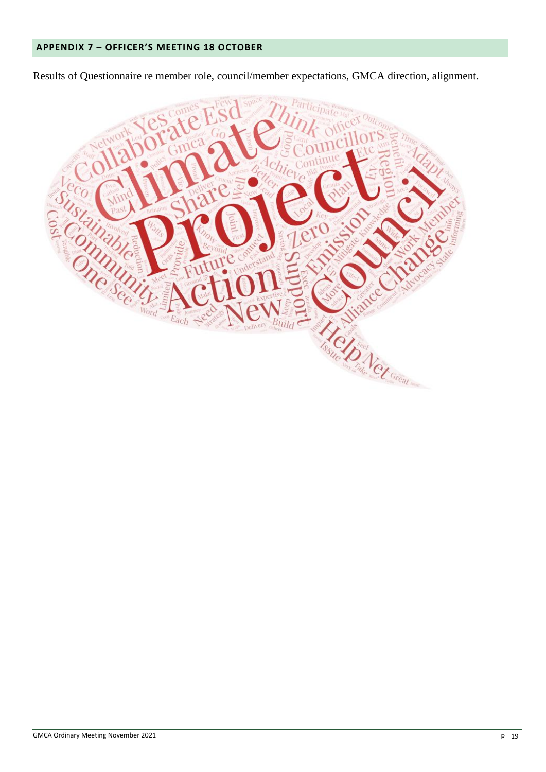## APPENDIX 7 – OFFICER'S MEETING 18 OCTOBER

Results of Questionnaire re member role, council/member expectations, GMCA direction, alignment.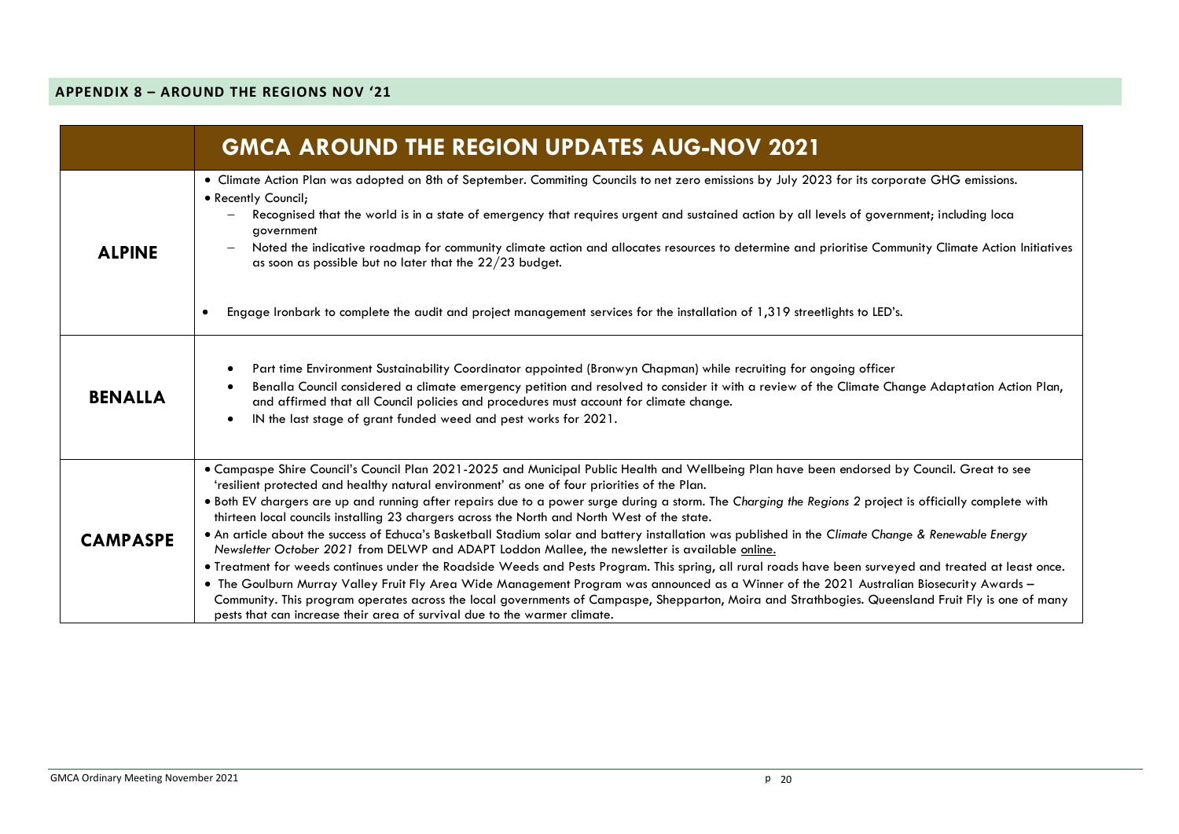## APPENDIX 8 – AROUND THE REGIONS NOV '21

| | GMCA AROUND THE REGION UPDATES AUG-NOV 2021 |
|---|---|
| **ALPINE** | • Climate Action Plan was adopted on 8th of September. Commiting Councils to net zero emissions by July 2023 for its corporate GHG emissions.<br>• Recently Council;<br>– Recognised that the world is in a state of emergency that requires urgent and sustained action by all levels of government; including loca government<br>– Noted the indicative roadmap for community climate action and allocates resources to determine and prioritise Community Climate Action Initiatives as soon as possible but no later that the 22/23 budget.<br><br>• Engage Ironbark to complete the audit and project management services for the installation of 1,319 streetlights to LED's. |
| **BENALLA** | • Part time Environment Sustainability Coordinator appointed (Bronwyn Chapman) while recruiting for ongoing officer<br>• Benalla Council considered a climate emergency petition and resolved to consider it with a review of the Climate Change Adaptation Action Plan, and affirmed that all Council policies and procedures must account for climate change.<br>• IN the last stage of grant funded weed and pest works for 2021. |
| **CAMPASPE** | • Campaspe Shire Council's Council Plan 2021-2025 and Municipal Public Health and Wellbeing Plan have been endorsed by Council. Great to see 'resilient protected and healthy natural environment' as one of four priorities of the Plan.<br>• Both EV chargers are up and running after repairs due to a power surge during a storm. The *Charging the Regions 2* project is officially complete with thirteen local councils installing 23 chargers across the North and North West of the state.<br>• An article about the success of Echuca's Basketball Stadium solar and battery installation was published in the *Climate Change & Renewable Energy Newsletter October 2021* from DELWP and ADAPT Loddon Mallee, the newsletter is available online.<br>• Treatment for weeds continues under the Roadside Weeds and Pests Program. This spring, all rural roads have been surveyed and treated at least once.<br>• The Goulburn Murray Valley Fruit Fly Area Wide Management Program was announced as a Winner of the 2021 Australian Biosecurity Awards – Community. This program operates across the local governments of Campaspe, Shepparton, Moira and Strathbogies. Queensland Fruit Fly is one of many pests that can increase their area of survival due to the warmer climate. |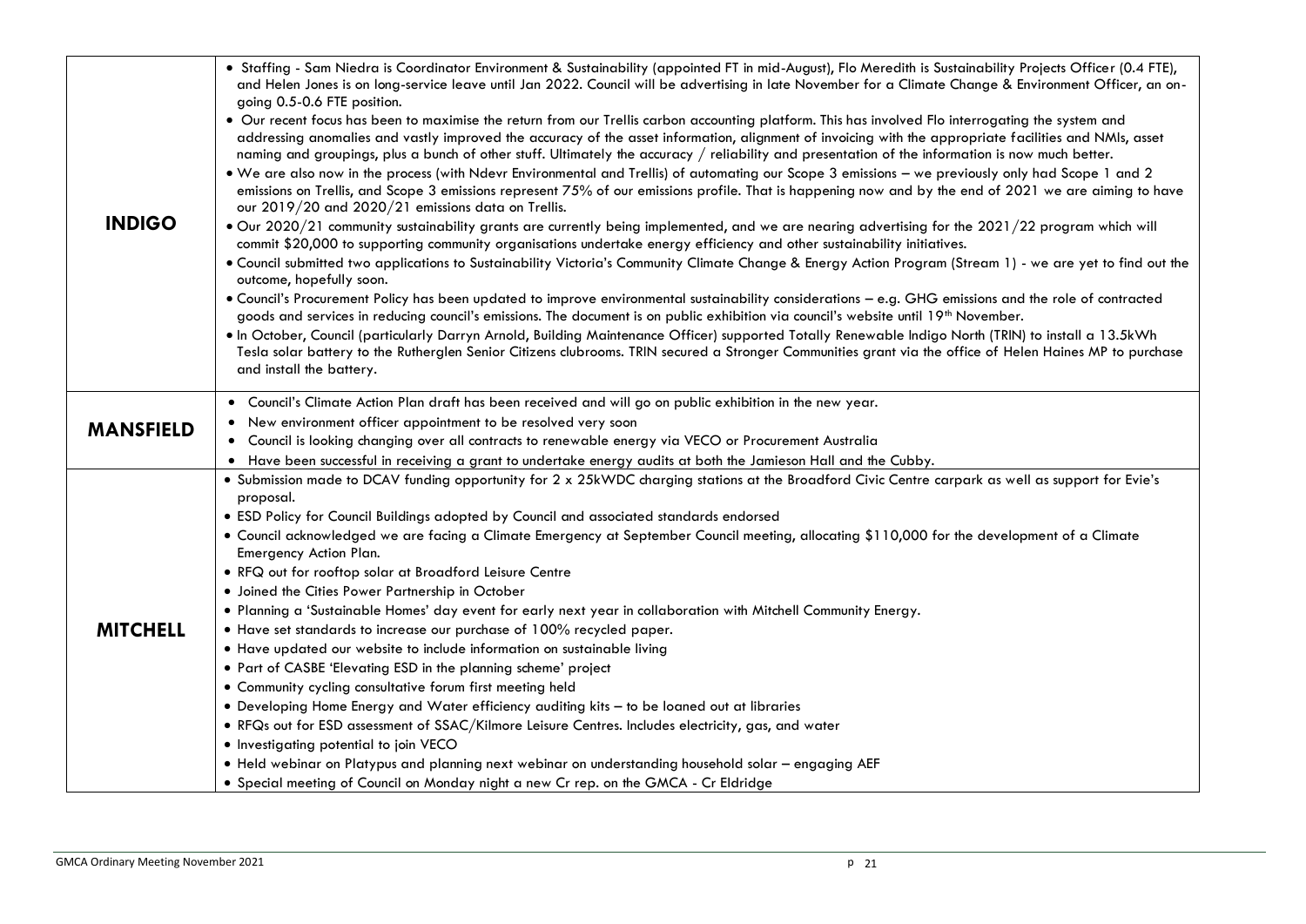| | |
|---|---|
| **INDIGO** | • Staffing - Sam Niedra is Coordinator Environment & Sustainability (appointed FT in mid-August), Flo Meredith is Sustainability Projects Officer (0.4 FTE), and Helen Jones is on long-service leave until Jan 2022. Council will be advertising in late November for a Climate Change & Environment Officer, an on-going 0.5-0.6 FTE position.<br>• Our recent focus has been to maximise the return from our Trellis carbon accounting platform. This has involved Flo interrogating the system and addressing anomalies and vastly improved the accuracy of the asset information, alignment of invoicing with the appropriate facilities and NMIs, asset naming and groupings, plus a bunch of other stuff. Ultimately the accuracy / reliability and presentation of the information is now much better.<br>• We are also now in the process (with Ndevr Environmental and Trellis) of automating our Scope 3 emissions – we previously only had Scope 1 and 2 emissions on Trellis, and Scope 3 emissions represent 75% of our emissions profile. That is happening now and by the end of 2021 we are aiming to have our 2019/20 and 2020/21 emissions data on Trellis.<br>• Our 2020/21 community sustainability grants are currently being implemented, and we are nearing advertising for the 2021/22 program which will commit $20,000 to supporting community organisations undertake energy efficiency and other sustainability initiatives.<br>• Council submitted two applications to Sustainability Victoria's Community Climate Change & Energy Action Program (Stream 1) - we are yet to find out the outcome, hopefully soon.<br>• Council's Procurement Policy has been updated to improve environmental sustainability considerations – e.g. GHG emissions and the role of contracted goods and services in reducing council's emissions. The document is on public exhibition via council's website until 19th November.<br>• In October, Council (particularly Darryn Arnold, Building Maintenance Officer) supported Totally Renewable Indigo North (TRIN) to install a 13.5kWh Tesla solar battery to the Rutherglen Senior Citizens clubrooms. TRIN secured a Stronger Communities grant via the office of Helen Haines MP to purchase and install the battery. |
| **MANSFIELD** | • Council's Climate Action Plan draft has been received and will go on public exhibition in the new year.<br>• New environment officer appointment to be resolved very soon<br>• Council is looking changing over all contracts to renewable energy via VECO or Procurement Australia<br>• Have been successful in receiving a grant to undertake energy audits at both the Jamieson Hall and the Cubby. |
| **MITCHELL** | • Submission made to DCAV funding opportunity for 2 x 25kWDC charging stations at the Broadford Civic Centre carpark as well as support for Evie's proposal.<br>• ESD Policy for Council Buildings adopted by Council and associated standards endorsed<br>• Council acknowledged we are facing a Climate Emergency at September Council meeting, allocating $110,000 for the development of a Climate Emergency Action Plan.<br>• RFQ out for rooftop solar at Broadford Leisure Centre<br>• Joined the Cities Power Partnership in October<br>• Planning a 'Sustainable Homes' day event for early next year in collaboration with Mitchell Community Energy.<br>• Have set standards to increase our purchase of 100% recycled paper.<br>• Have updated our website to include information on sustainable living<br>• Part of CASBE 'Elevating ESD in the planning scheme' project<br>• Community cycling consultative forum first meeting held<br>• Developing Home Energy and Water efficiency auditing kits – to be loaned out at libraries<br>• RFQs out for ESD assessment of SSAC/Kilmore Leisure Centres. Includes electricity, gas, and water<br>• Investigating potential to join VECO<br>• Held webinar on Platypus and planning next webinar on understanding household solar – engaging AEF<br>• Special meeting of Council on Monday night a new Cr rep. on the GMCA - Cr Eldridge |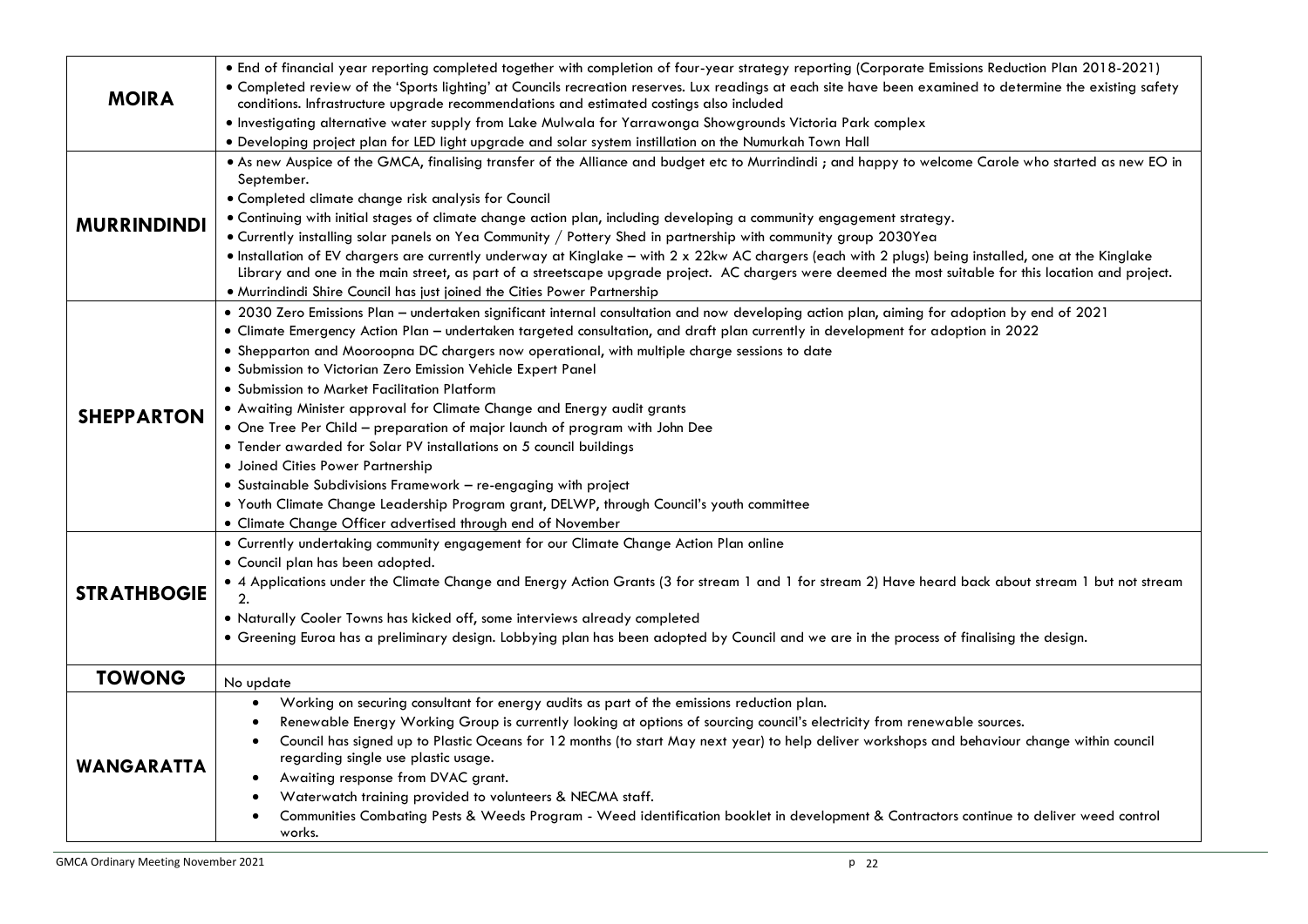| | |
|---|---|
| **MOIRA** | • End of financial year reporting completed together with completion of four-year strategy reporting (Corporate Emissions Reduction Plan 2018-2021)<br>• Completed review of the 'Sports lighting' at Councils recreation reserves. Lux readings at each site have been examined to determine the existing safety conditions. Infrastructure upgrade recommendations and estimated costings also included<br>• Investigating alternative water supply from Lake Mulwala for Yarrawonga Showgrounds Victoria Park complex<br>• Developing project plan for LED light upgrade and solar system instillation on the Numurkah Town Hall |
| **MURRINDINDI** | • As new Auspice of the GMCA, finalising transfer of the Alliance and budget etc to Murrindindi ; and happy to welcome Carole who started as new EO in September.<br>• Completed climate change risk analysis for Council<br>• Continuing with initial stages of climate change action plan, including developing a community engagement strategy.<br>• Currently installing solar panels on Yea Community / Pottery Shed in partnership with community group 2030Yea<br>• Installation of EV chargers are currently underway at Kinglake – with 2 x 22kw AC chargers (each with 2 plugs) being installed, one at the Kinglake Library and one in the main street, as part of a streetscape upgrade project. AC chargers were deemed the most suitable for this location and project.<br>• Murrindindi Shire Council has just joined the Cities Power Partnership |
| **SHEPPARTON** | • 2030 Zero Emissions Plan – undertaken significant internal consultation and now developing action plan, aiming for adoption by end of 2021<br>• Climate Emergency Action Plan – undertaken targeted consultation, and draft plan currently in development for adoption in 2022<br>• Shepparton and Mooroopna DC chargers now operational, with multiple charge sessions to date<br>• Submission to Victorian Zero Emission Vehicle Expert Panel<br>• Submission to Market Facilitation Platform<br>• Awaiting Minister approval for Climate Change and Energy audit grants<br>• One Tree Per Child – preparation of major launch of program with John Dee<br>• Tender awarded for Solar PV installations on 5 council buildings<br>• Joined Cities Power Partnership<br>• Sustainable Subdivisions Framework – re-engaging with project<br>• Youth Climate Change Leadership Program grant, DELWP, through Council's youth committee<br>• Climate Change Officer advertised through end of November |
| **STRATHBOGIE** | • Currently undertaking community engagement for our Climate Change Action Plan online<br>• Council plan has been adopted.<br>• 4 Applications under the Climate Change and Energy Action Grants (3 for stream 1 and 1 for stream 2) Have heard back about stream 1 but not stream 2.<br>• Naturally Cooler Towns has kicked off, some interviews already completed<br>• Greening Euroa has a preliminary design. Lobbying plan has been adopted by Council and we are in the process of finalising the design. |
| **TOWONG** | No update |
| **WANGARATTA** | • Working on securing consultant for energy audits as part of the emissions reduction plan.<br>• Renewable Energy Working Group is currently looking at options of sourcing council's electricity from renewable sources.<br>• Council has signed up to Plastic Oceans for 12 months (to start May next year) to help deliver workshops and behaviour change within council regarding single use plastic usage.<br>• Awaiting response from DVAC grant.<br>• Waterwatch training provided to volunteers & NECMA staff.<br>• Communities Combating Pests & Weeds Program - Weed identification booklet in development & Contractors continue to deliver weed control works. |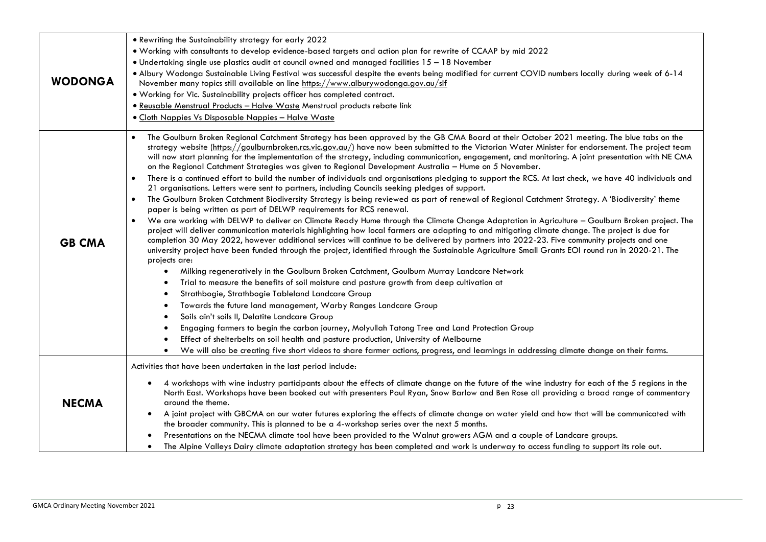| | |
|---|---|
| **WODONGA** | • Rewriting the Sustainability strategy for early 2022<br>• Working with consultants to develop evidence-based targets and action plan for rewrite of CCAAP by mid 2022<br>• Undertaking single use plastics audit at council owned and managed facilities 15 – 18 November<br>• Albury Wodonga Sustainable Living Festival was successful despite the events being modified for current COVID numbers locally during week of 6-14 November many topics still available on line https://www.alburywodonga.gov.au/slf<br>• Working for Vic. Sustainability projects officer has completed contract.<br>• Reusable Menstrual Products – Halve Waste Menstrual products rebate link<br>• Cloth Nappies Vs Disposable Nappies – Halve Waste |
| **GB CMA** | • The Goulburn Broken Regional Catchment Strategy has been approved by the GB CMA Board at their October 2021 meeting. The blue tabs on the strategy website (https://goulburnbroken.rcs.vic.gov.au/) have now been submitted to the Victorian Water Minister for endorsement. The project team will now start planning for the implementation of the strategy, including communication, engagement, and monitoring. A joint presentation with NE CMA on the Regional Catchment Strategies was given to Regional Development Australia – Hume on 5 November.<br>• There is a continued effort to build the number of individuals and organisations pledging to support the RCS. At last check, we have 40 individuals and 21 organisations. Letters were sent to partners, including Councils seeking pledges of support.<br>• The Goulburn Broken Catchment Biodiversity Strategy is being reviewed as part of renewal of Regional Catchment Strategy. A 'Biodiversity' theme paper is being written as part of DELWP requirements for RCS renewal.<br>• We are working with DELWP to deliver on Climate Ready Hume through the Climate Change Adaptation in Agriculture – Goulburn Broken project. The project will deliver communication materials highlighting how local farmers are adapting to and mitigating climate change. The project is due for completion 30 May 2022, however additional services will continue to be delivered by partners into 2022-23. Five community projects and one university project have been funded through the project, identified through the Sustainable Agriculture Small Grants EOI round run in 2020-21. The projects are:<br>&nbsp;&nbsp;&nbsp;&nbsp;• Milking regeneratively in the Goulburn Broken Catchment, Goulburn Murray Landcare Network<br>&nbsp;&nbsp;&nbsp;&nbsp;• Trial to measure the benefits of soil moisture and pasture growth from deep cultivation at<br>&nbsp;&nbsp;&nbsp;&nbsp;• Strathbogie, Strathbogie Tableland Landcare Group<br>&nbsp;&nbsp;&nbsp;&nbsp;• Towards the future land management, Warby Ranges Landcare Group<br>&nbsp;&nbsp;&nbsp;&nbsp;• Soils ain't soils II, Delatite Landcare Group<br>&nbsp;&nbsp;&nbsp;&nbsp;• Engaging farmers to begin the carbon journey, Molyullah Tatong Tree and Land Protection Group<br>&nbsp;&nbsp;&nbsp;&nbsp;• Effect of shelterbelts on soil health and pasture production, University of Melbourne<br>&nbsp;&nbsp;&nbsp;&nbsp;• We will also be creating five short videos to share farmer actions, progress, and learnings in addressing climate change on their farms. |
| **NECMA** | Activities that have been undertaken in the last period include:<br>• 4 workshops with wine industry participants about the effects of climate change on the future of the wine industry for each of the 5 regions in the North East. Workshops have been booked out with presenters Paul Ryan, Snow Barlow and Ben Rose all providing a broad range of commentary around the theme.<br>• A joint project with GBCMA on our water futures exploring the effects of climate change on water yield and how that will be communicated with the broader community. This is planned to be a 4-workshop series over the next 5 months.<br>• Presentations on the NECMA climate tool have been provided to the Walnut growers AGM and a couple of Landcare groups.<br>• The Alpine Valleys Dairy climate adaptation strategy has been completed and work is underway to access funding to support its role out. |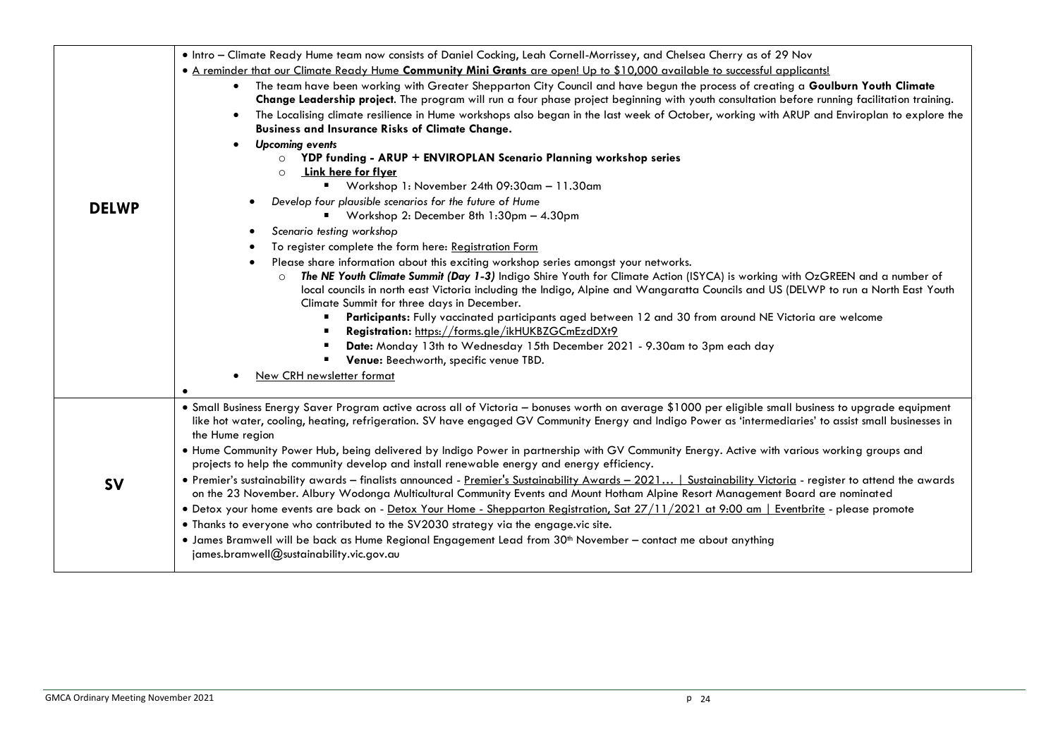| | |
|---|---|
| **DELWP** | • Intro – Climate Ready Hume team now consists of Daniel Cocking, Leah Cornell-Morrissey, and Chelsea Cherry as of 29 Nov<br>• A reminder that our Climate Ready Hume **Community Mini Grants** are open! Up to $10,000 available to successful applicants!<br>  • The team have been working with Greater Shepparton City Council and have begun the process of creating a **Goulburn Youth Climate Change Leadership project**. The program will run a four phase project beginning with youth consultation before running facilitation training.<br>  • The Localising climate resilience in Hume workshops also began in the last week of October, working with ARUP and Enviroplan to explore the **Business and Insurance Risks of Climate Change.**<br>  • ***Upcoming events***<br>    ○ **YDP funding - ARUP + ENVIROPLAN Scenario Planning workshop series**<br>    ○ **Link here for flyer**<br>      ▪ Workshop 1: November 24th 09:30am – 11.30am<br>  • *Develop four plausible scenarios for the future of Hume*<br>      ▪ Workshop 2: December 8th 1:30pm – 4.30pm<br>  • *Scenario testing workshop*<br>  • To register complete the form here: Registration Form<br>  • Please share information about this exciting workshop series amongst your networks.<br>    ○ ***The NE Youth Climate Summit (Day 1-3)*** Indigo Shire Youth for Climate Action (ISYCA) is working with OzGREEN and a number of local councils in north east Victoria including the Indigo, Alpine and Wangaratta Councils and US (DELWP to run a North East Youth Climate Summit for three days in December.<br>      ▪ **Participants:** Fully vaccinated participants aged between 12 and 30 from around NE Victoria are welcome<br>      ▪ **Registration:** https://forms.gle/ikHUKBZGCmEzdDXt9<br>      ▪ **Date:** Monday 13th to Wednesday 15th December 2021 - 9.30am to 3pm each day<br>      ▪ **Venue:** Beechworth, specific venue TBD.<br>  • New CRH newsletter format<br>• |
| **SV** | • Small Business Energy Saver Program active across all of Victoria – bonuses worth on average $1000 per eligible small business to upgrade equipment like hot water, cooling, heating, refrigeration. SV have engaged GV Community Energy and Indigo Power as 'intermediaries' to assist small businesses in the Hume region<br>• Hume Community Power Hub, being delivered by Indigo Power in partnership with GV Community Energy. Active with various working groups and projects to help the community develop and install renewable energy and energy efficiency.<br>• Premier's sustainability awards – finalists announced - Premier's Sustainability Awards – 2021… \| Sustainability Victoria - register to attend the awards on the 23 November. Albury Wodonga Multicultural Community Events and Mount Hotham Alpine Resort Management Board are nominated<br>• Detox your home events are back on - Detox Your Home - Shepparton Registration, Sat 27/11/2021 at 9:00 am \| Eventbrite - please promote<br>• Thanks to everyone who contributed to the SV2030 strategy via the engage.vic site.<br>• James Bramwell will be back as Hume Regional Engagement Lead from 30th November – contact me about anything james.bramwell@sustainability.vic.gov.au |